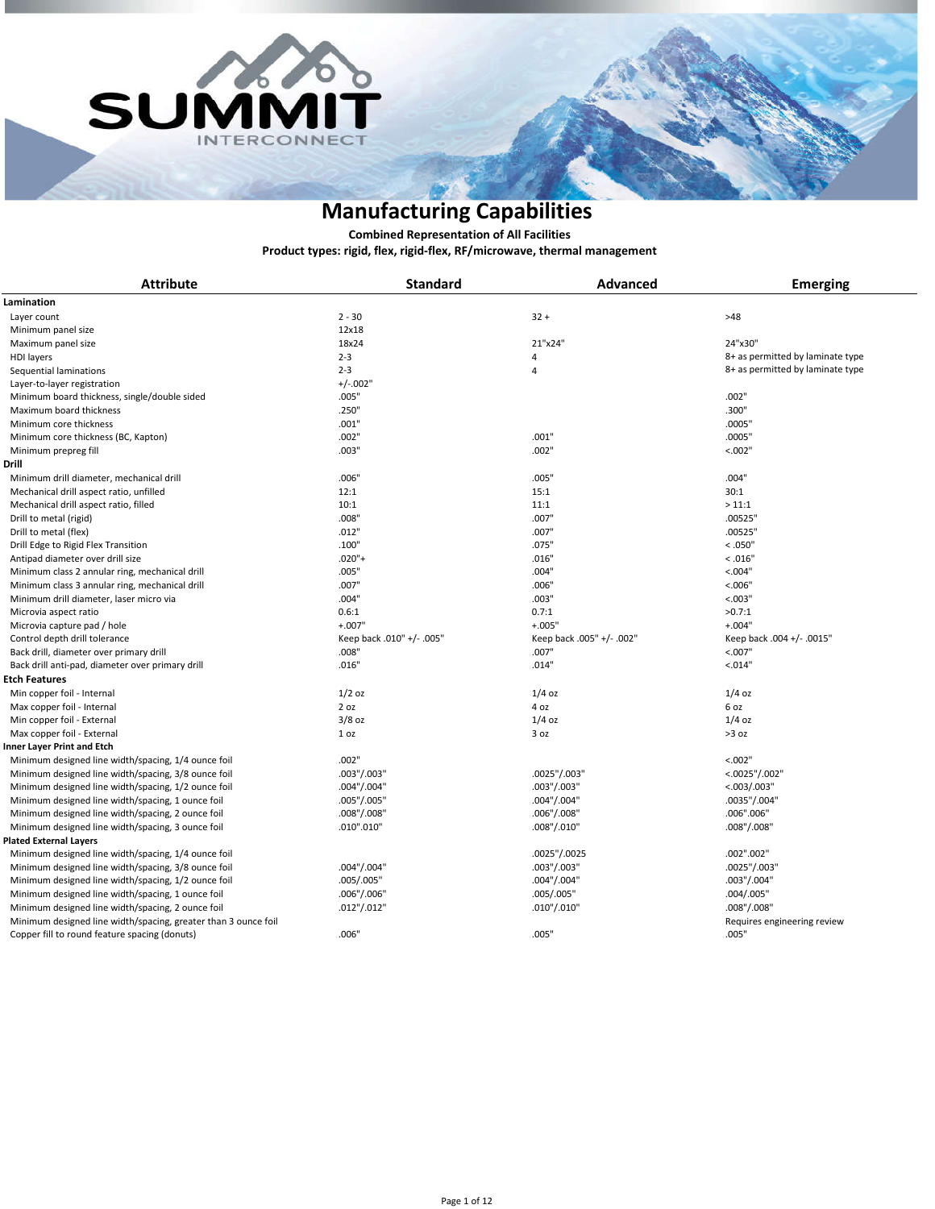# Manufacturing Capabilities

**Combined Representation of All Facilities**

**Product types: rigid, flex, rigid-flex, RF/microwave, thermal management**

| Attribute | Standard | Advanced | Emerging |
|---|---|---|---|
| **Lamination** | | | |
| Layer count | 2 - 30 | 32 + | >48 |
| Minimum panel size | 12x18 | | |
| Maximum panel size | 18x24 | 21"x24" | 24"x30" |
| HDI layers | 2-3 | 4 | 8+ as permitted by laminate type |
| Sequential laminations | 2-3 | 4 | 8+ as permitted by laminate type |
| Layer-to-layer registration | +/-.002" | | |
| Minimum board thickness, single/double sided | .005" | | .002" |
| Maximum board thickness | .250" | | .300" |
| Minimum core thickness | .001" | | .0005" |
| Minimum core thickness (BC, Kapton) | .002" | .001" | .0005" |
| Minimum prepreg fill | .003" | .002" | <.002" |
| **Drill** | | | |
| Minimum drill diameter, mechanical drill | .006" | .005" | .004" |
| Mechanical drill aspect ratio, unfilled | 12:1 | 15:1 | 30:1 |
| Mechanical drill aspect ratio, filled | 10:1 | 11:1 | > 11:1 |
| Drill to metal (rigid) | .008" | .007" | .00525" |
| Drill to metal (flex) | .012" | .007" | .00525" |
| Drill Edge to Rigid Flex Transition | .100" | .075" | < .050" |
| Antipad diameter over drill size | .020"+ | .016" | < .016" |
| Minimum class 2 annular ring, mechanical drill | .005" | .004" | <.004" |
| Minimum class 3 annular ring, mechanical drill | .007" | .006" | <.006" |
| Minimum drill diameter, laser micro via | .004" | .003" | <.003" |
| Microvia aspect ratio | 0.6:1 | 0.7:1 | >0.7:1 |
| Microvia capture pad / hole | +.007" | +.005" | +.004" |
| Control depth drill tolerance | Keep back .010" +/- .005" | Keep back .005" +/- .002" | Keep back .004 +/- .0015" |
| Back drill, diameter over primary drill | .008" | .007" | <.007" |
| Back drill anti-pad, diameter over primary drill | .016" | .014" | <.014" |
| **Etch Features** | | | |
| Min copper foil - Internal | 1/2 oz | 1/4 oz | 1/4 oz |
| Max copper foil - Internal | 2 oz | 4 oz | 6 oz |
| Min copper foil - External | 3/8 oz | 1/4 oz | 1/4 oz |
| Max copper foil - External | 1 oz | 3 oz | >3 oz |
| **Inner Layer Print and Etch** | | | |
| Minimum designed line width/spacing, 1/4 ounce foil | .002" | | <.002" |
| Minimum designed line width/spacing, 3/8 ounce foil | .003"/.003" | .0025"/.003" | <.0025"/.002" |
| Minimum designed line width/spacing, 1/2 ounce foil | .004"/.004" | .003"/.003" | <.003/.003" |
| Minimum designed line width/spacing, 1 ounce foil | .005"/.005" | .004"/.004" | .0035"/.004" |
| Minimum designed line width/spacing, 2 ounce foil | .008"/.008" | .006"/.008" | .006".006" |
| Minimum designed line width/spacing, 3 ounce foil | .010".010" | .008"/.010" | .008"/.008" |
| **Plated External Layers** | | | |
| Minimum designed line width/spacing, 1/4 ounce foil | | .0025"/.0025 | .002".002" |
| Minimum designed line width/spacing, 3/8 ounce foil | .004"/.004" | .003"/.003" | .0025"/.003" |
| Minimum designed line width/spacing, 1/2 ounce foil | .005"/.005" | .004"/.004" | .003"/.004" |
| Minimum designed line width/spacing, 1 ounce foil | .006"/.006" | .005/.005" | .004/.005" |
| Minimum designed line width/spacing, 2 ounce foil | .012"/.012" | .010"/.010" | .008"/.008" |
| Minimum designed line width/spacing, greater than 3 ounce foil | | | Requires engineering review |
| Copper fill to round feature spacing (donuts) | .006" | .005" | .005" |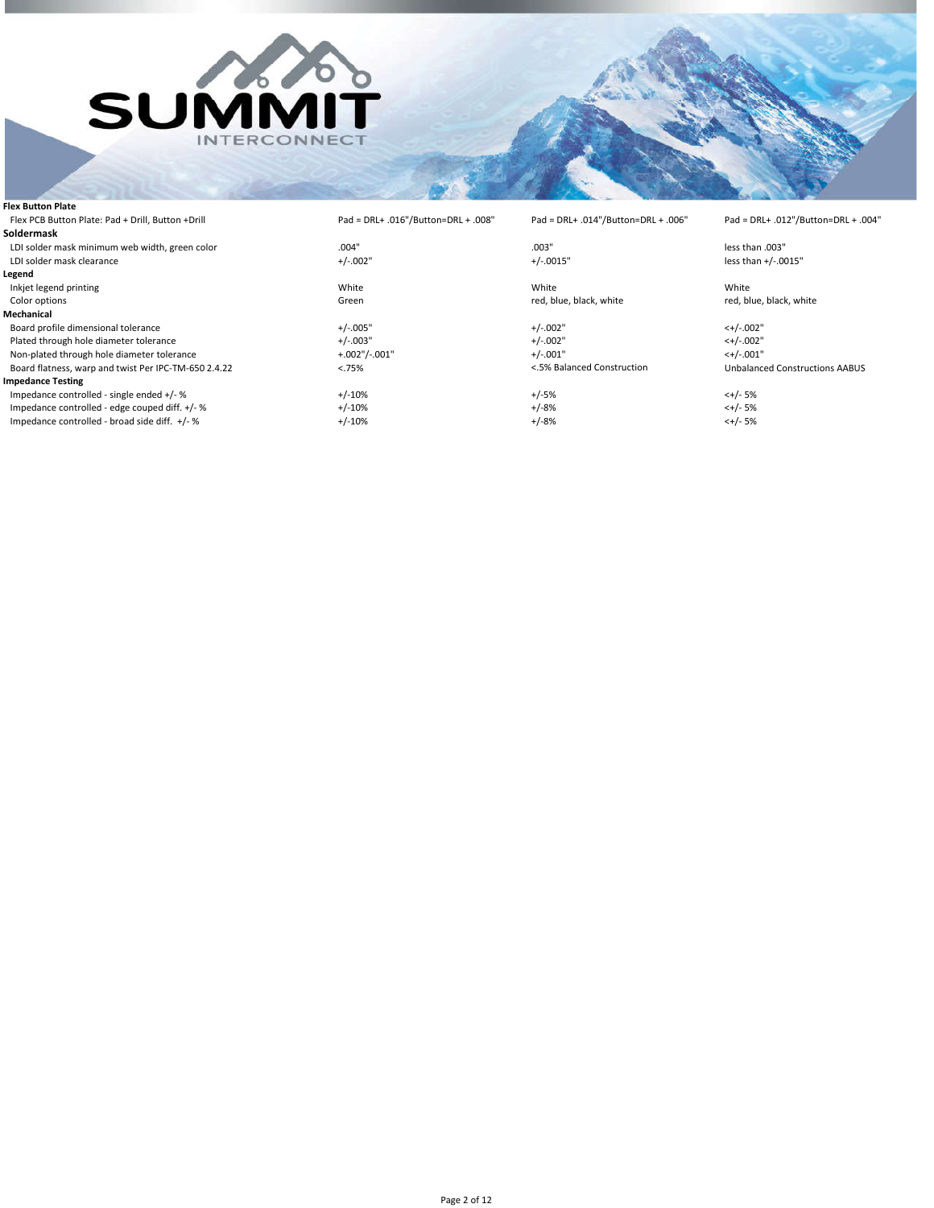| | | | |
|---|---|---|---|
| **Flex Button Plate** | | | |
| Flex PCB Button Plate: Pad + Drill, Button +Drill | Pad = DRL+ .016"/Button=DRL + .008" | Pad = DRL+ .014"/Button=DRL + .006" | Pad = DRL+ .012"/Button=DRL + .004" |
| **Soldermask** | | | |
| LDI solder mask minimum web width, green color | .004" | .003" | less than .003" |
| LDI solder mask clearance | +/-.002" | +/-.0015" | less than +/-.0015" |
| **Legend** | | | |
| Inkjet legend printing | White | White | White |
| Color options | Green | red, blue, black, white | red, blue, black, white |
| **Mechanical** | | | |
| Board profile dimensional tolerance | +/-.005" | +/-.002" | <+/-.002" |
| Plated through hole diameter tolerance | +/-.003" | +/-.002" | <+/-.002" |
| Non-plated through hole diameter tolerance | +.002"/-.001" | +/-.001" | <+/-.001" |
| Board flatness, warp and twist Per IPC-TM-650 2.4.22 | <.75% | <.5% Balanced Construction | Unbalanced Constructions AABUS |
| **Impedance Testing** | | | |
| Impedance controlled - single ended +/- % | +/-10% | +/-5% | <+/- 5% |
| Impedance controlled - edge couped diff. +/- % | +/-10% | +/-8% | <+/- 5% |
| Impedance controlled - broad side diff. +/- % | +/-10% | +/-8% | <+/- 5% |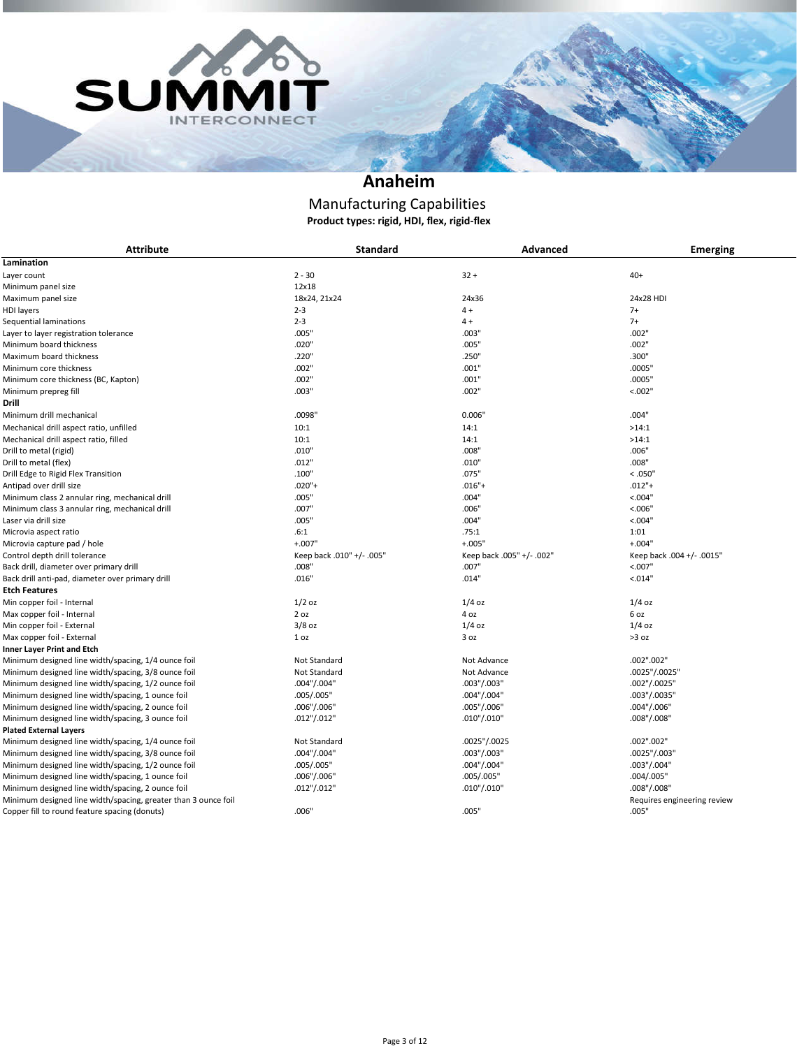# Anaheim

## Manufacturing Capabilities

**Product types: rigid, HDI, flex, rigid-flex**

| Attribute | Standard | Advanced | Emerging |
|---|---|---|---|
| **Lamination** | | | |
| Layer count | 2 - 30 | 32 + | 40+ |
| Minimum panel size | 12x18 | | |
| Maximum panel size | 18x24, 21x24 | 24x36 | 24x28 HDI |
| HDI layers | 2-3 | 4 + | 7+ |
| Sequential laminations | 2-3 | 4 + | 7+ |
| Layer to layer registration tolerance | .005" | .003" | .002" |
| Minimum board thickness | .020" | .005" | .002" |
| Maximum board thickness | .220" | .250" | .300" |
| Minimum core thickness | .002" | .001" | .0005" |
| Minimum core thickness (BC, Kapton) | .002" | .001" | .0005" |
| Minimum prepreg fill | .003" | .002" | <.002" |
| **Drill** | | | |
| Minimum drill mechanical | .0098" | 0.006" | .004" |
| Mechanical drill aspect ratio, unfilled | 10:1 | 14:1 | >14:1 |
| Mechanical drill aspect ratio, filled | 10:1 | 14:1 | >14:1 |
| Drill to metal (rigid) | .010" | .008" | .006" |
| Drill to metal (flex) | .012" | .010" | .008" |
| Drill Edge to Rigid Flex Transition | .100" | .075" | < .050" |
| Antipad over drill size | .020"+ | .016"+ | .012"+ |
| Minimum class 2 annular ring, mechanical drill | .005" | .004" | <.004" |
| Minimum class 3 annular ring, mechanical drill | .007" | .006" | <.006" |
| Laser via drill size | .005" | .004" | <.004" |
| Microvia aspect ratio | .6:1 | .75:1 | 1:01 |
| Microvia capture pad / hole | +.007" | +.005" | +.004" |
| Control depth drill tolerance | Keep back .010" +/- .005" | Keep back .005" +/- .002" | Keep back .004 +/- .0015" |
| Back drill, diameter over primary drill | .008" | .007" | <.007" |
| Back drill anti-pad, diameter over primary drill | .016" | .014" | <.014" |
| **Etch Features** | | | |
| Min copper foil - Internal | 1/2 oz | 1/4 oz | 1/4 oz |
| Max copper foil - Internal | 2 oz | 4 oz | 6 oz |
| Min copper foil - External | 3/8 oz | 1/4 oz | 1/4 oz |
| Max copper foil - External | 1 oz | 3 oz | >3 oz |
| **Inner Layer Print and Etch** | | | |
| Minimum designed line width/spacing, 1/4 ounce foil | Not Standard | Not Advance | .002".002" |
| Minimum designed line width/spacing, 3/8 ounce foil | Not Standard | Not Advance | .0025"/.0025" |
| Minimum designed line width/spacing, 1/2 ounce foil | .004"/.004" | .003"/.003" | .002"/.0025" |
| Minimum designed line width/spacing, 1 ounce foil | .005/.005" | .004"/.004" | .003"/.0035" |
| Minimum designed line width/spacing, 2 ounce foil | .006"/.006" | .005"/.006" | .004"/.006" |
| Minimum designed line width/spacing, 3 ounce foil | .012"/.012" | .010"/.010" | .008"/.008" |
| **Plated External Layers** | | | |
| Minimum designed line width/spacing, 1/4 ounce foil | Not Standard | .0025"/.0025 | .002".002" |
| Minimum designed line width/spacing, 3/8 ounce foil | .004"/.004" | .003"/.003" | .0025"/.003" |
| Minimum designed line width/spacing, 1/2 ounce foil | .005/.005" | .004"/.004" | .003"/.004" |
| Minimum designed line width/spacing, 1 ounce foil | .006"/.006" | .005/.005" | .004/.005" |
| Minimum designed line width/spacing, 2 ounce foil | .012"/.012" | .010"/.010" | .008"/.008" |
| Minimum designed line width/spacing, greater than 3 ounce foil | | | Requires engineering review |
| Copper fill to round feature spacing (donuts) | .006" | .005" | .005" |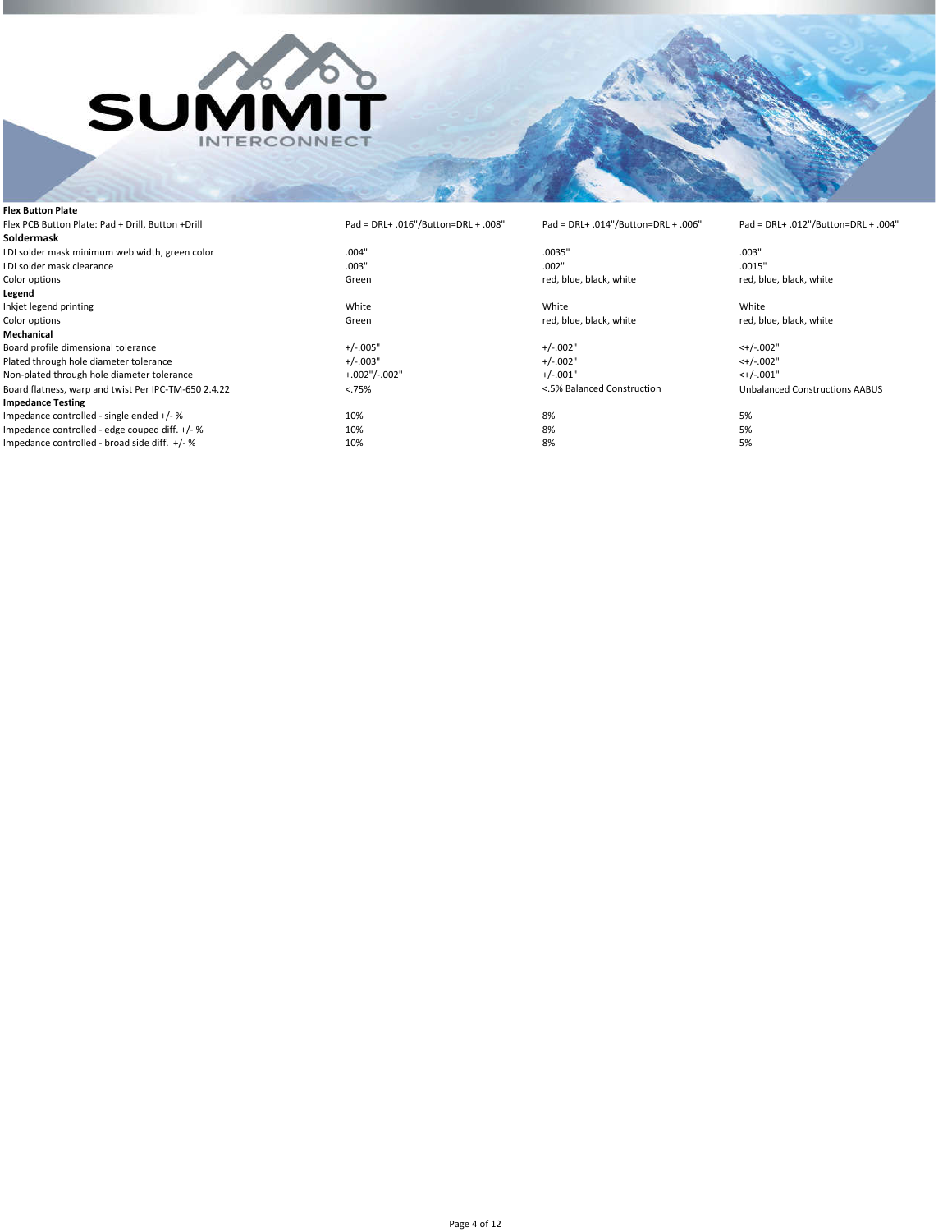| Flex Button Plate | | | |
|---|---|---|---|
| Flex PCB Button Plate: Pad + Drill, Button +Drill | Pad = DRL+ .016"/Button=DRL + .008" | Pad = DRL+ .014"/Button=DRL + .006" | Pad = DRL+ .012"/Button=DRL + .004" |
| **Soldermask** | | | |
| LDI solder mask minimum web width, green color | .004" | .0035" | .003" |
| LDI solder mask clearance | .003" | .002" | .0015" |
| Color options | Green | red, blue, black, white | red, blue, black, white |
| **Legend** | | | |
| Inkjet legend printing | White | White | White |
| Color options | Green | red, blue, black, white | red, blue, black, white |
| **Mechanical** | | | |
| Board profile dimensional tolerance | +/-.005" | +/-.002" | <+/-.002" |
| Plated through hole diameter tolerance | +/-.003" | +/-.002" | <+/-.002" |
| Non-plated through hole diameter tolerance | +.002"/-.002" | +/-.001" | <+/-.001" |
| Board flatness, warp and twist Per IPC-TM-650 2.4.22 | <.75% | <.5% Balanced Construction | Unbalanced Constructions AABUS |
| **Impedance Testing** | | | |
| Impedance controlled - single ended +/- % | 10% | 8% | 5% |
| Impedance controlled - edge couped diff. +/- % | 10% | 8% | 5% |
| Impedance controlled - broad side diff. +/- % | 10% | 8% | 5% |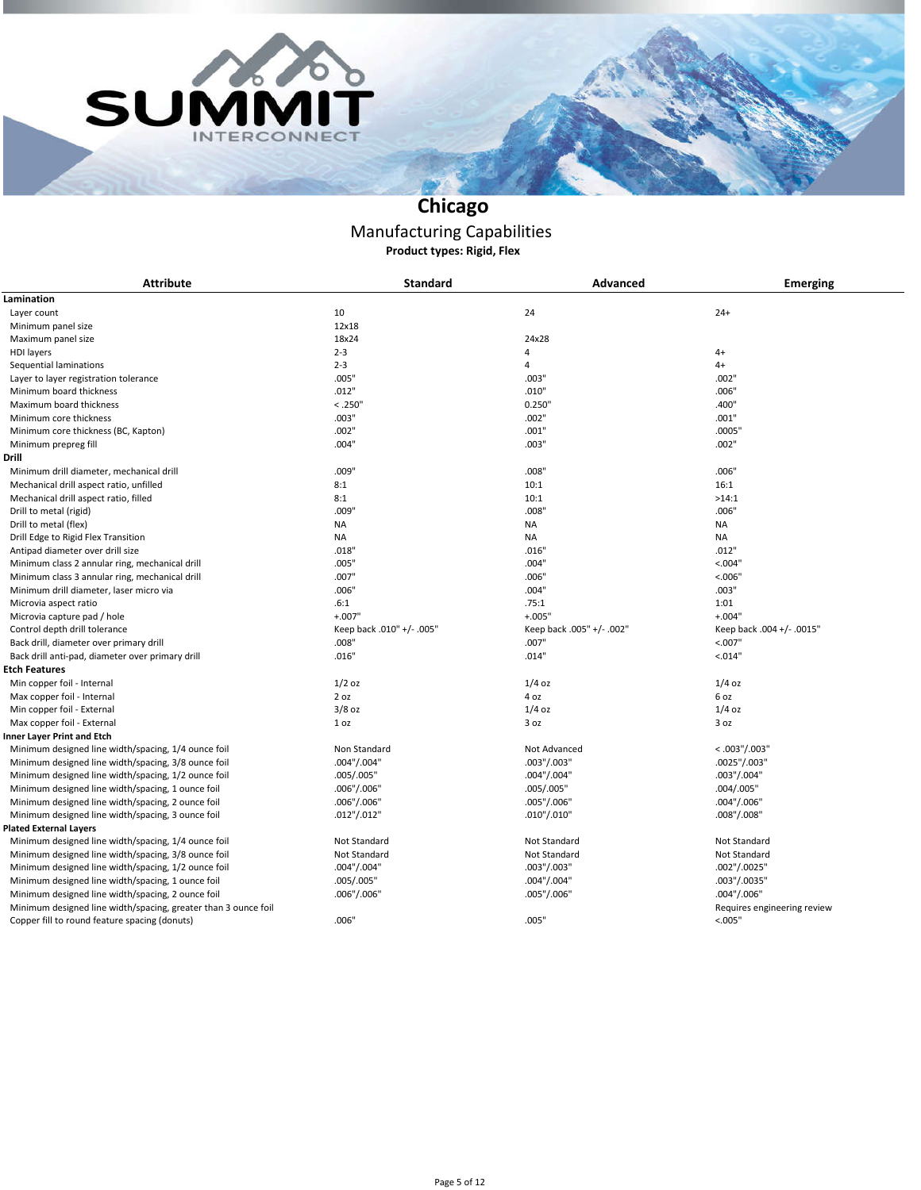# Chicago

## Manufacturing Capabilities

**Product types: Rigid, Flex**

| Attribute | Standard | Advanced | Emerging |
|---|---|---|---|
| **Lamination** | | | |
| Layer count | 10 | 24 | 24+ |
| Minimum panel size | 12x18 | | |
| Maximum panel size | 18x24 | 24x28 | |
| HDI layers | 2-3 | 4 | 4+ |
| Sequential laminations | 2-3 | 4 | 4+ |
| Layer to layer registration tolerance | .005" | .003" | .002" |
| Minimum board thickness | .012" | .010" | .006" |
| Maximum board thickness | < .250" | 0.250" | .400" |
| Minimum core thickness | .003" | .002" | .001" |
| Minimum core thickness (BC, Kapton) | .002" | .001" | .0005" |
| Minimum prepreg fill | .004" | .003" | .002" |
| **Drill** | | | |
| Minimum drill diameter, mechanical drill | .009" | .008" | .006" |
| Mechanical drill aspect ratio, unfilled | 8:1 | 10:1 | 16:1 |
| Mechanical drill aspect ratio, filled | 8:1 | 10:1 | >14:1 |
| Drill to metal (rigid) | .009" | .008" | .006" |
| Drill to metal (flex) | NA | NA | NA |
| Drill Edge to Rigid Flex Transition | NA | NA | NA |
| Antipad diameter over drill size | .018" | .016" | .012" |
| Minimum class 2 annular ring, mechanical drill | .005" | .004" | <.004" |
| Minimum class 3 annular ring, mechanical drill | .007" | .006" | <.006" |
| Minimum drill diameter, laser micro via | .006" | .004" | .003" |
| Microvia aspect ratio | .6:1 | .75:1 | 1:01 |
| Microvia capture pad / hole | +.007" | +.005" | +.004" |
| Control depth drill tolerance | Keep back .010" +/- .005" | Keep back .005" +/- .002" | Keep back .004 +/- .0015" |
| Back drill, diameter over primary drill | .008" | .007" | <.007" |
| Back drill anti-pad, diameter over primary drill | .016" | .014" | <.014" |
| **Etch Features** | | | |
| Min copper foil - Internal | 1/2 oz | 1/4 oz | 1/4 oz |
| Max copper foil - Internal | 2 oz | 4 oz | 6 oz |
| Min copper foil - External | 3/8 oz | 1/4 oz | 1/4 oz |
| Max copper foil - External | 1 oz | 3 oz | 3 oz |
| **Inner Layer Print and Etch** | | | |
| Minimum designed line width/spacing, 1/4 ounce foil | Non Standard | Not Advanced | < .003"/.003" |
| Minimum designed line width/spacing, 3/8 ounce foil | .004"/.004" | .003"/.003" | .0025"/.003" |
| Minimum designed line width/spacing, 1/2 ounce foil | .005/.005" | .004"/.004" | .003"/.004" |
| Minimum designed line width/spacing, 1 ounce foil | .006"/.006" | .005/.005" | .004/.005" |
| Minimum designed line width/spacing, 2 ounce foil | .006"/.006" | .005"/.006" | .004"/.006" |
| Minimum designed line width/spacing, 3 ounce foil | .012"/.012" | .010"/.010" | .008"/.008" |
| **Plated External Layers** | | | |
| Minimum designed line width/spacing, 1/4 ounce foil | Not Standard | Not Standard | Not Standard |
| Minimum designed line width/spacing, 3/8 ounce foil | Not Standard | Not Standard | Not Standard |
| Minimum designed line width/spacing, 1/2 ounce foil | .004"/.004" | .003"/.003" | .002"/.0025" |
| Minimum designed line width/spacing, 1 ounce foil | .005/.005" | .004"/.004" | .003"/.0035" |
| Minimum designed line width/spacing, 2 ounce foil | .006"/.006" | .005"/.006" | .004"/.006" |
| Minimum designed line width/spacing, greater than 3 ounce foil | | | Requires engineering review |
| Copper fill to round feature spacing (donuts) | .006" | .005" | <.005" |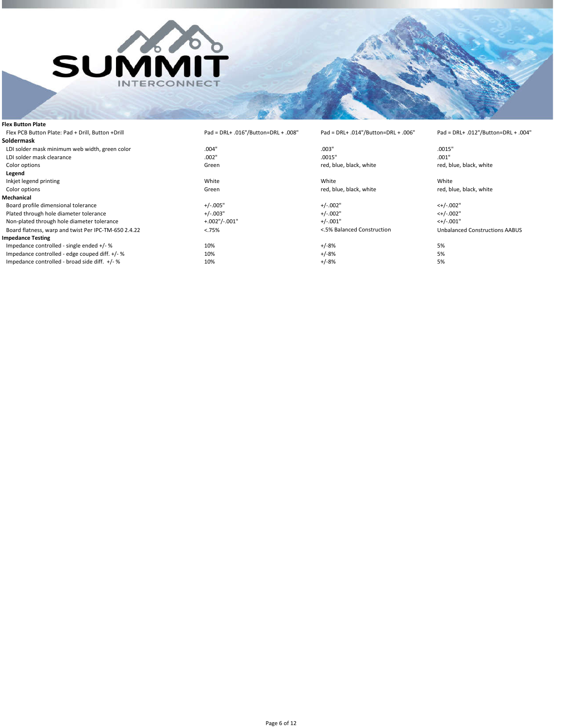| | | | |
|---|---|---|---|
| **Flex Button Plate** | | | |
| Flex PCB Button Plate: Pad + Drill, Button +Drill | Pad = DRL+ .016"/Button=DRL + .008" | Pad = DRL+ .014"/Button=DRL + .006" | Pad = DRL+ .012"/Button=DRL + .004" |
| **Soldermask** | | | |
| LDI solder mask minimum web width, green color | .004" | .003" | .0015" |
| LDI solder mask clearance | .002" | .0015" | .001" |
| Color options | Green | red, blue, black, white | red, blue, black, white |
| **Legend** | | | |
| Inkjet legend printing | White | White | White |
| Color options | Green | red, blue, black, white | red, blue, black, white |
| **Mechanical** | | | |
| Board profile dimensional tolerance | +/-.005" | +/-.002" | <+/-.002" |
| Plated through hole diameter tolerance | +/-.003" | +/-.002" | <+/-.002" |
| Non-plated through hole diameter tolerance | +.002"/-.001" | +/-.001" | <+/-.001" |
| Board flatness, warp and twist Per IPC-TM-650 2.4.22 | <.75% | <.5% Balanced Construction | Unbalanced Constructions AABUS |
| **Impedance Testing** | | | |
| Impedance controlled - single ended +/- % | 10% | +/-8% | 5% |
| Impedance controlled - edge couped diff. +/- % | 10% | +/-8% | 5% |
| Impedance controlled - broad side diff. +/- % | 10% | +/-8% | 5% |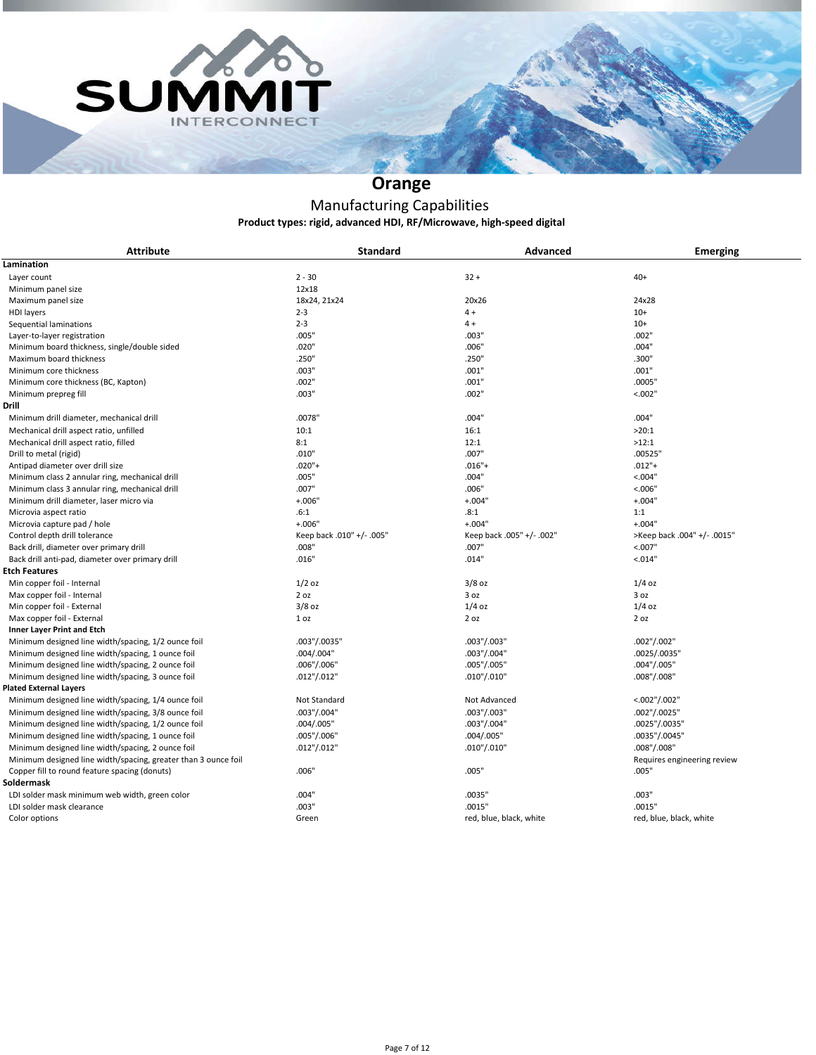SUMMIT INTERCONNECT

# Orange

## Manufacturing Capabilities

**Product types: rigid, advanced HDI, RF/Microwave, high-speed digital**

| Attribute | Standard | Advanced | Emerging |
|---|---|---|---|
| **Lamination** | | | |
| Layer count | 2 - 30 | 32 + | 40+ |
| Minimum panel size | 12x18 | | |
| Maximum panel size | 18x24, 21x24 | 20x26 | 24x28 |
| HDI layers | 2-3 | 4 + | 10+ |
| Sequential laminations | 2-3 | 4 + | 10+ |
| Layer-to-layer registration | .005" | .003" | .002" |
| Minimum board thickness, single/double sided | .020" | .006" | .004" |
| Maximum board thickness | .250" | .250" | .300" |
| Minimum core thickness | .003" | .001" | .001" |
| Minimum core thickness (BC, Kapton) | .002" | .001" | .0005" |
| Minimum prepreg fill | .003" | .002" | <.002" |
| **Drill** | | | |
| Minimum drill diameter, mechanical drill | .0078" | .004" | .004" |
| Mechanical drill aspect ratio, unfilled | 10:1 | 16:1 | >20:1 |
| Mechanical drill aspect ratio, filled | 8:1 | 12:1 | >12:1 |
| Drill to metal (rigid) | .010" | .007" | .00525" |
| Antipad diameter over drill size | .020"+ | .016"+ | .012"+ |
| Minimum class 2 annular ring, mechanical drill | .005" | .004" | <.004" |
| Minimum class 3 annular ring, mechanical drill | .007" | .006" | <.006" |
| Minimum drill diameter, laser micro via | +.006" | +.004" | +.004" |
| Microvia aspect ratio | .6:1 | .8:1 | 1:1 |
| Microvia capture pad / hole | +.006" | +.004" | +.004" |
| Control depth drill tolerance | Keep back .010" +/- .005" | Keep back .005" +/- .002" | >Keep back .004" +/- .0015" |
| Back drill, diameter over primary drill | .008" | .007" | <.007" |
| Back drill anti-pad, diameter over primary drill | .016" | .014" | <.014" |
| **Etch Features** | | | |
| Min copper foil - Internal | 1/2 oz | 3/8 oz | 1/4 oz |
| Max copper foil - Internal | 2 oz | 3 oz | 3 oz |
| Min copper foil - External | 3/8 oz | 1/4 oz | 1/4 oz |
| Max copper foil - External | 1 oz | 2 oz | 2 oz |
| **Inner Layer Print and Etch** | | | |
| Minimum designed line width/spacing, 1/2 ounce foil | .003"/.0035" | .003"/.003" | .002"/.002" |
| Minimum designed line width/spacing, 1 ounce foil | .004/.004" | .003"/.004" | .0025/.0035" |
| Minimum designed line width/spacing, 2 ounce foil | .006"/.006" | .005"/.005" | .004"/.005" |
| Minimum designed line width/spacing, 3 ounce foil | .012"/.012" | .010"/.010" | .008"/.008" |
| **Plated External Layers** | | | |
| Minimum designed line width/spacing, 1/4 ounce foil | Not Standard | Not Advanced | <.002"/.002" |
| Minimum designed line width/spacing, 3/8 ounce foil | .003"/.004" | .003"/.003" | .002"/.0025" |
| Minimum designed line width/spacing, 1/2 ounce foil | .004/.005" | .003"/.004" | .0025"/.0035" |
| Minimum designed line width/spacing, 1 ounce foil | .005"/.006" | .004/.005" | .0035"/.0045" |
| Minimum designed line width/spacing, 2 ounce foil | .012"/.012" | .010"/.010" | .008"/.008" |
| Minimum designed line width/spacing, greater than 3 ounce foil | | | Requires engineering review |
| Copper fill to round feature spacing (donuts) | .006" | .005" | .005" |
| **Soldermask** | | | |
| LDI solder mask minimum web width, green color | .004" | .0035" | .003" |
| LDI solder mask clearance | .003" | .0015" | .0015" |
| Color options | Green | red, blue, black, white | red, blue, black, white |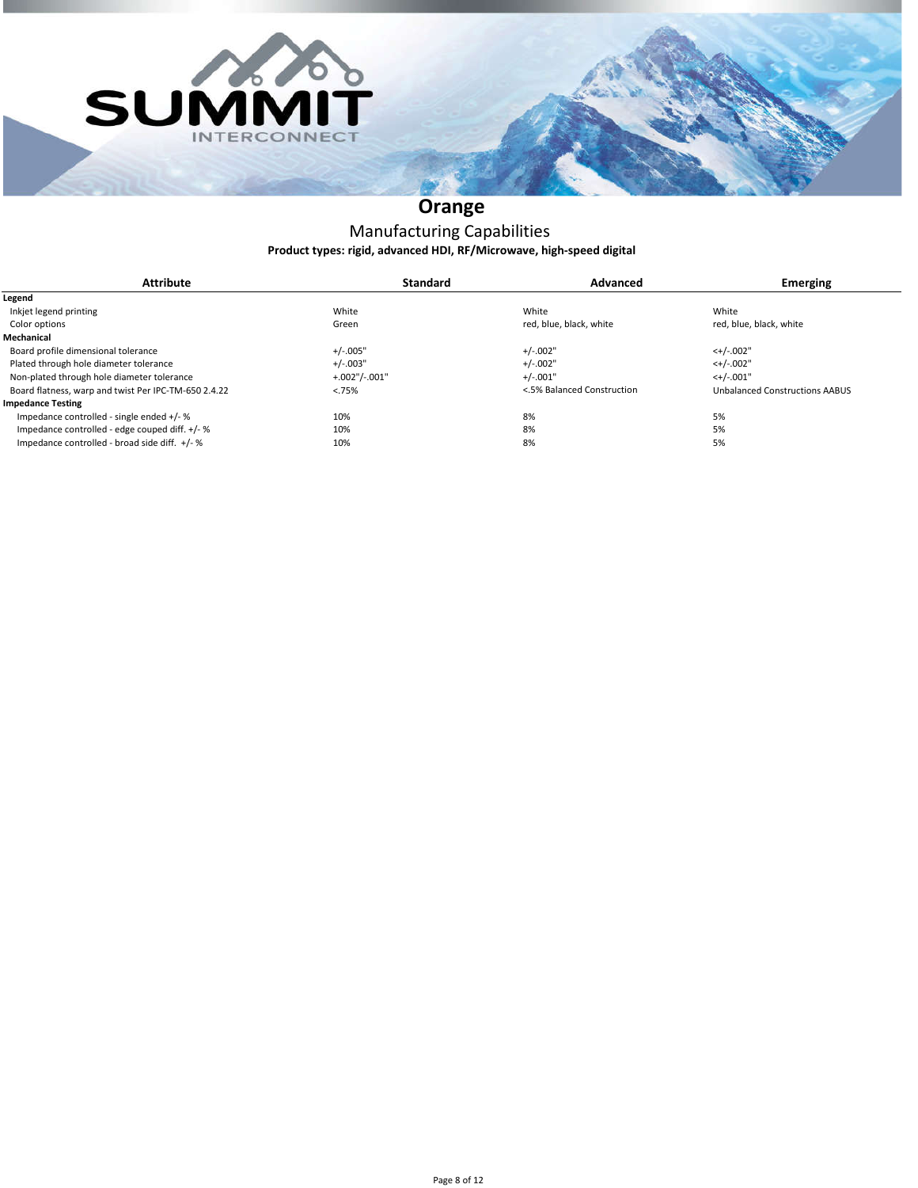# Orange

## Manufacturing Capabilities

**Product types: rigid, advanced HDI, RF/Microwave, high-speed digital**

| Attribute | Standard | Advanced | Emerging |
|---|---|---|---|
| **Legend** | | | |
| Inkjet legend printing | White | White | White |
| Color options | Green | red, blue, black, white | red, blue, black, white |
| **Mechanical** | | | |
| Board profile dimensional tolerance | +/-.005" | +/-.002" | <+/-.002" |
| Plated through hole diameter tolerance | +/-.003" | +/-.002" | <+/-.002" |
| Non-plated through hole diameter tolerance | +.002"/-.001" | +/-.001" | <+/-.001" |
| Board flatness, warp and twist Per IPC-TM-650 2.4.22 | <.75% | <.5% Balanced Construction | Unbalanced Constructions AABUS |
| **Impedance Testing** | | | |
| Impedance controlled - single ended +/- % | 10% | 8% | 5% |
| Impedance controlled - edge couped diff. +/- % | 10% | 8% | 5% |
| Impedance controlled - broad side diff. +/- % | 10% | 8% | 5% |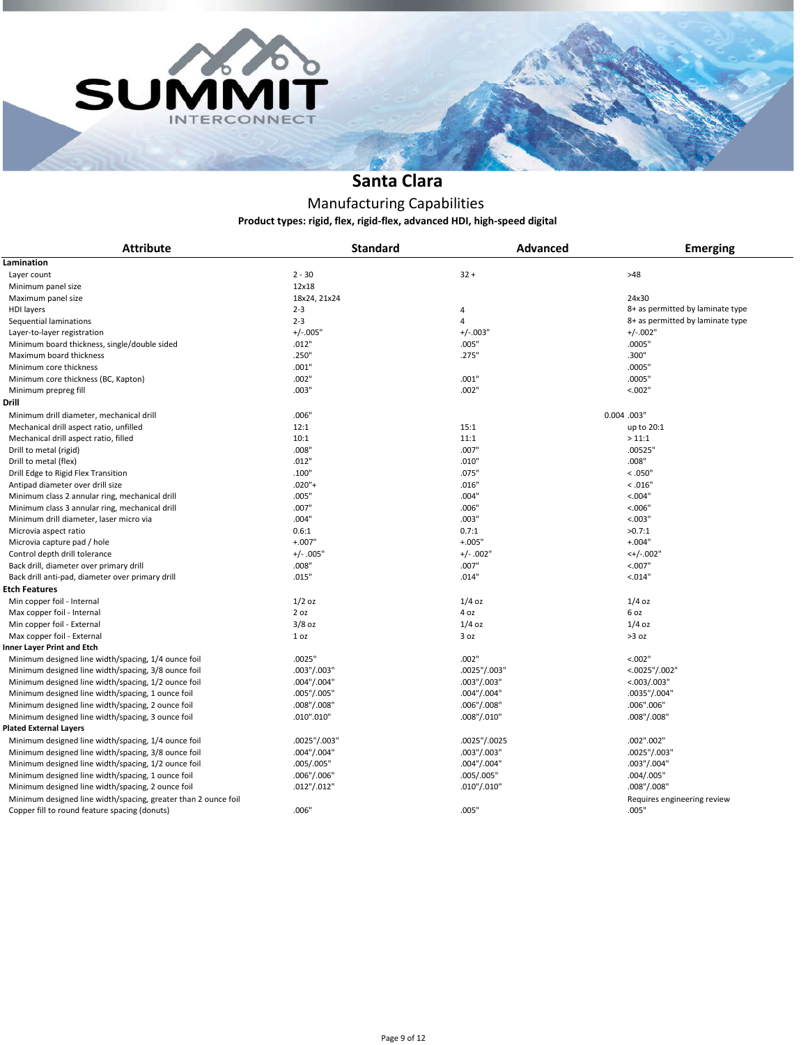# Santa Clara

## Manufacturing Capabilities

**Product types: rigid, flex, rigid-flex, advanced HDI, high-speed digital**

| Attribute | Standard | Advanced | Emerging |
|---|---|---|---|
| **Lamination** | | | |
| Layer count | 2 - 30 | 32 + | >48 |
| Minimum panel size | 12x18 | | |
| Maximum panel size | 18x24, 21x24 | | 24x30 |
| HDI layers | 2-3 | 4 | 8+ as permitted by laminate type |
| Sequential laminations | 2-3 | 4 | 8+ as permitted by laminate type |
| Layer-to-layer registration | +/-.005" | +/-.003" | +/-.002" |
| Minimum board thickness, single/double sided | .012" | .005" | .0005" |
| Maximum board thickness | .250" | .275" | .300" |
| Minimum core thickness | .001" | | .0005" |
| Minimum core thickness (BC, Kapton) | .002" | .001" | .0005" |
| Minimum prepreg fill | .003" | .002" | <.002" |
| **Drill** | | | |
| Minimum drill diameter, mechanical drill | .006" | 0.004 | .003" |
| Mechanical drill aspect ratio, unfilled | 12:1 | 15:1 | up to 20:1 |
| Mechanical drill aspect ratio, filled | 10:1 | 11:1 | > 11:1 |
| Drill to metal (rigid) | .008" | .007" | .00525" |
| Drill to metal (flex) | .012" | .010" | .008" |
| Drill Edge to Rigid Flex Transition | .100" | .075" | < .050" |
| Antipad diameter over drill size | .020"+ | .016" | < .016" |
| Minimum class 2 annular ring, mechanical drill | .005" | .004" | <.004" |
| Minimum class 3 annular ring, mechanical drill | .007" | .006" | <.006" |
| Minimum drill diameter, laser micro via | .004" | .003" | <.003" |
| Microvia aspect ratio | 0.6:1 | 0.7:1 | >0.7:1 |
| Microvia capture pad / hole | +.007" | +.005" | +.004" |
| Control depth drill tolerance | +/- .005" | +/- .002" | <+/-.002" |
| Back drill, diameter over primary drill | .008" | .007" | <.007" |
| Back drill anti-pad, diameter over primary drill | .015" | .014" | <.014" |
| **Etch Features** | | | |
| Min copper foil - Internal | 1/2 oz | 1/4 oz | 1/4 oz |
| Max copper foil - Internal | 2 oz | 4 oz | 6 oz |
| Min copper foil - External | 3/8 oz | 1/4 oz | 1/4 oz |
| Max copper foil - External | 1 oz | 3 oz | >3 oz |
| **Inner Layer Print and Etch** | | | |
| Minimum designed line width/spacing, 1/4 ounce foil | .0025" | .002" | <.002" |
| Minimum designed line width/spacing, 3/8 ounce foil | .003"/.003" | .0025"/.003" | <.0025"/.002" |
| Minimum designed line width/spacing, 1/2 ounce foil | .004"/.004" | .003"/.003" | <.003/.003" |
| Minimum designed line width/spacing, 1 ounce foil | .005"/.005" | .004"/.004" | .0035"/.004" |
| Minimum designed line width/spacing, 2 ounce foil | .008"/.008" | .006"/.008" | .006".006" |
| Minimum designed line width/spacing, 3 ounce foil | .010".010" | .008"/.010" | .008"/.008" |
| **Plated External Layers** | | | |
| Minimum designed line width/spacing, 1/4 ounce foil | .0025"/.003" | .0025"/.0025 | .002".002" |
| Minimum designed line width/spacing, 3/8 ounce foil | .004"/.004" | .003"/.003" | .0025"/.003" |
| Minimum designed line width/spacing, 1/2 ounce foil | .005/.005" | .004"/.004" | .003"/.004" |
| Minimum designed line width/spacing, 1 ounce foil | .006"/.006" | .005/.005" | .004/.005" |
| Minimum designed line width/spacing, 2 ounce foil | .012"/.012" | .010"/.010" | .008"/.008" |
| Minimum designed line width/spacing, greater than 2 ounce foil | | | Requires engineering review |
| Copper fill to round feature spacing (donuts) | .006" | .005" | .005" |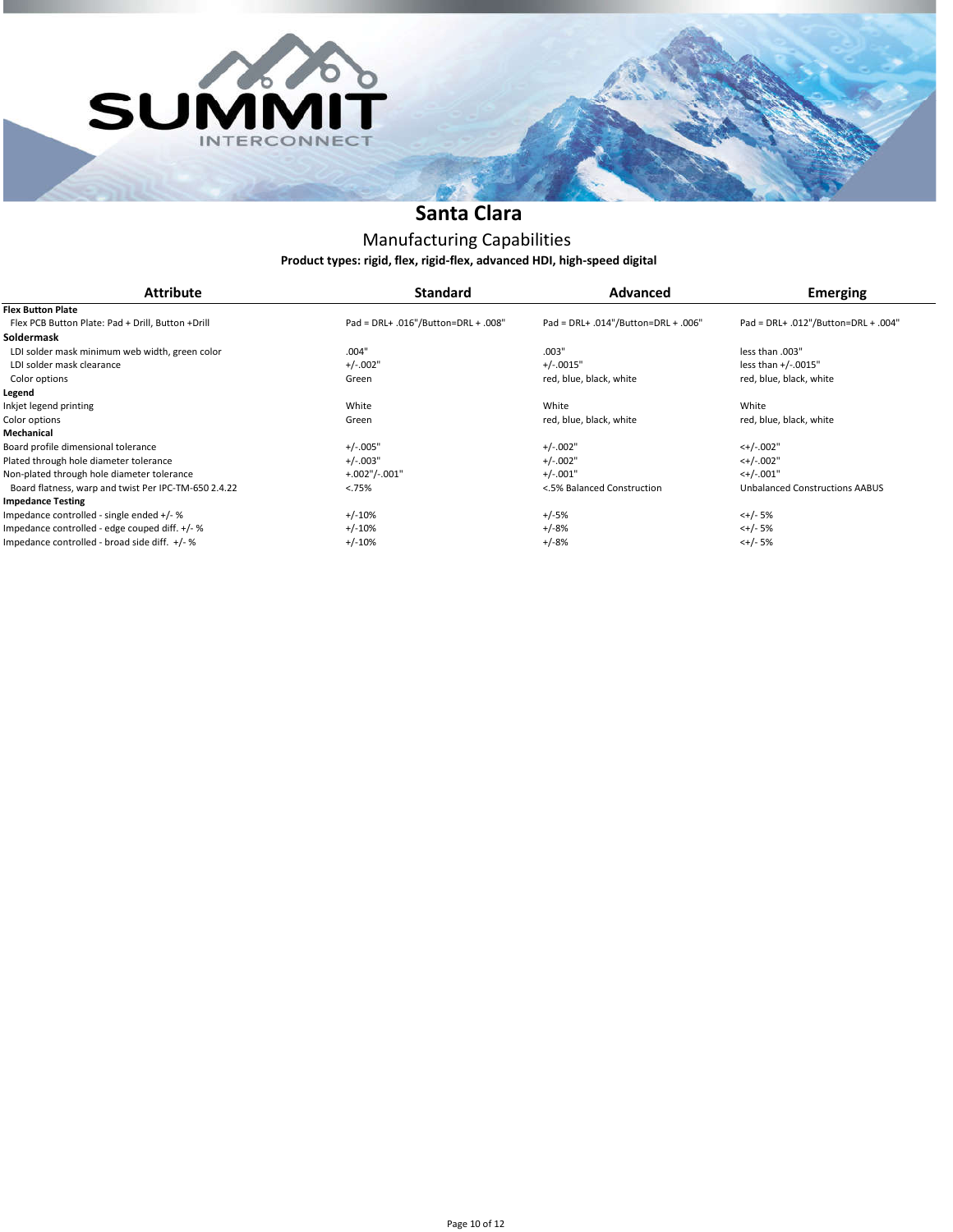# Santa Clara

## Manufacturing Capabilities

**Product types: rigid, flex, rigid-flex, advanced HDI, high-speed digital**

| Attribute | Standard | Advanced | Emerging |
|---|---|---|---|
| **Flex Button Plate** | | | |
| Flex PCB Button Plate: Pad + Drill, Button +Drill | Pad = DRL+ .016"/Button=DRL + .008" | Pad = DRL+ .014"/Button=DRL + .006" | Pad = DRL+ .012"/Button=DRL + .004" |
| **Soldermask** | | | |
| LDI solder mask minimum web width, green color | .004" | .003" | less than .003" |
| LDI solder mask clearance | +/-.002" | +/-.0015" | less than +/-.0015" |
| Color options | Green | red, blue, black, white | red, blue, black, white |
| **Legend** | | | |
| Inkjet legend printing | White | White | White |
| Color options | Green | red, blue, black, white | red, blue, black, white |
| **Mechanical** | | | |
| Board profile dimensional tolerance | +/-.005" | +/-.002" | <+/-.002" |
| Plated through hole diameter tolerance | +/-.003" | +/-.002" | <+/-.002" |
| Non-plated through hole diameter tolerance | +.002"/-.001" | +/-.001" | <+/-.001" |
| Board flatness, warp and twist Per IPC-TM-650 2.4.22 | <.75% | <.5% Balanced Construction | Unbalanced Constructions AABUS |
| **Impedance Testing** | | | |
| Impedance controlled - single ended +/- % | +/-10% | +/-5% | <+/- 5% |
| Impedance controlled - edge couped diff. +/- % | +/-10% | +/-8% | <+/- 5% |
| Impedance controlled - broad side diff. +/- % | +/-10% | +/-8% | <+/- 5% |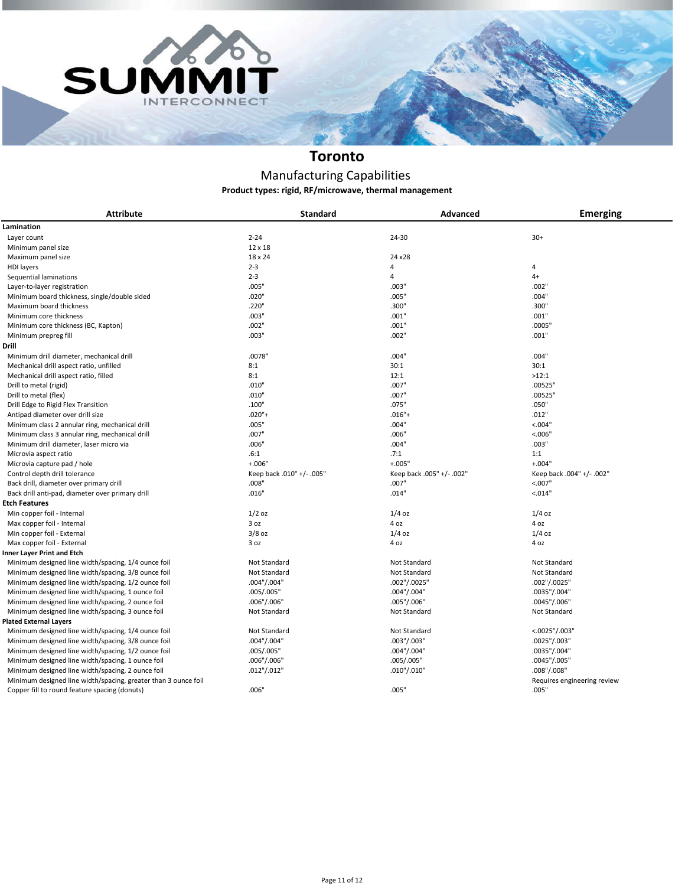# Toronto

## Manufacturing Capabilities

**Product types: rigid, RF/microwave, thermal management**

| Attribute | Standard | Advanced | Emerging |
|---|---|---|---|
| **Lamination** | | | |
| Layer count | 2-24 | 24-30 | 30+ |
| Minimum panel size | 12 x 18 | | |
| Maximum panel size | 18 x 24 | 24 x28 | |
| HDI layers | 2-3 | 4 | 4 |
| Sequential laminations | 2-3 | 4 | 4+ |
| Layer-to-layer registration | .005" | .003" | .002" |
| Minimum board thickness, single/double sided | .020" | .005" | .004" |
| Maximum board thickness | .220" | .300" | .300" |
| Minimum core thickness | .003" | .001" | .001" |
| Minimum core thickness (BC, Kapton) | .002" | .001" | .0005" |
| Minimum prepreg fill | .003" | .002" | .001" |
| **Drill** | | | |
| Minimum drill diameter, mechanical drill | .0078" | .004" | .004" |
| Mechanical drill aspect ratio, unfilled | 8:1 | 30:1 | 30:1 |
| Mechanical drill aspect ratio, filled | 8:1 | 12:1 | >12:1 |
| Drill to metal (rigid) | .010" | .007" | .00525" |
| Drill to metal (flex) | .010" | .007" | .00525" |
| Drill Edge to Rigid Flex Transition | .100" | .075" | .050" |
| Antipad diameter over drill size | .020"+ | .016"+ | .012" |
| Minimum class 2 annular ring, mechanical drill | .005" | .004" | <.004" |
| Minimum class 3 annular ring, mechanical drill | .007" | .006" | <.006" |
| Minimum drill diameter, laser micro via | .006" | .004" | .003" |
| Microvia aspect ratio | .6:1 | .7:1 | 1:1 |
| Microvia capture pad / hole | +.006" | +.005" | +.004" |
| Control depth drill tolerance | Keep back .010" +/- .005" | Keep back .005" +/- .002" | Keep back .004" +/- .002" |
| Back drill, diameter over primary drill | .008" | .007" | <.007" |
| Back drill anti-pad, diameter over primary drill | .016" | .014" | <.014" |
| **Etch Features** | | | |
| Min copper foil - Internal | 1/2 oz | 1/4 oz | 1/4 oz |
| Max copper foil - Internal | 3 oz | 4 oz | 4 oz |
| Min copper foil - External | 3/8 oz | 1/4 oz | 1/4 oz |
| Max copper foil - External | 3 oz | 4 oz | 4 oz |
| **Inner Layer Print and Etch** | | | |
| Minimum designed line width/spacing, 1/4 ounce foil | Not Standard | Not Standard | Not Standard |
| Minimum designed line width/spacing, 3/8 ounce foil | Not Standard | Not Standard | Not Standard |
| Minimum designed line width/spacing, 1/2 ounce foil | .004"/.004" | .002"/.0025" | .002"/.0025" |
| Minimum designed line width/spacing, 1 ounce foil | .005/.005" | .004"/.004" | .0035"/.004" |
| Minimum designed line width/spacing, 2 ounce foil | .006"/.006" | .005"/.006" | .0045"/.006" |
| Minimum designed line width/spacing, 3 ounce foil | Not Standard | Not Standard | Not Standard |
| **Plated External Layers** | | | |
| Minimum designed line width/spacing, 1/4 ounce foil | Not Standard | Not Standard | <.0025"/.003" |
| Minimum designed line width/spacing, 3/8 ounce foil | .004"/.004" | .003"/.003" | .0025"/.003" |
| Minimum designed line width/spacing, 1/2 ounce foil | .005/.005" | .004"/.004" | .0035"/.004" |
| Minimum designed line width/spacing, 1 ounce foil | .006"/.006" | .005/.005" | .0045"/.005" |
| Minimum designed line width/spacing, 2 ounce foil | .012"/.012" | .010"/.010" | .008"/.008" |
| Minimum designed line width/spacing, greater than 3 ounce foil | | | Requires engineering review |
| Copper fill to round feature spacing (donuts) | .006" | .005" | .005" |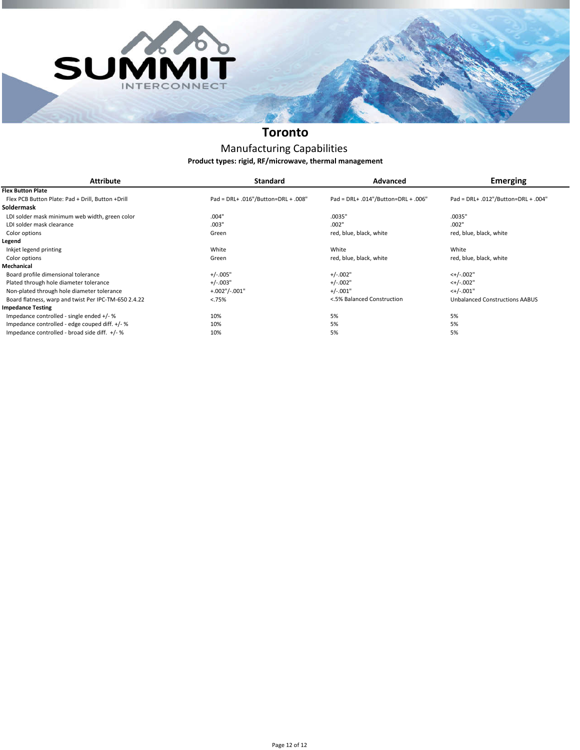# Toronto

## Manufacturing Capabilities

**Product types: rigid, RF/microwave, thermal management**

| Attribute | Standard | Advanced | Emerging |
|---|---|---|---|
| **Flex Button Plate** | | | |
| Flex PCB Button Plate: Pad + Drill, Button +Drill | Pad = DRL+ .016"/Button=DRL + .008" | Pad = DRL+ .014"/Button=DRL + .006" | Pad = DRL+ .012"/Button=DRL + .004" |
| **Soldermask** | | | |
| LDI solder mask minimum web width, green color | .004" | .0035" | .0035" |
| LDI solder mask clearance | .003" | .002" | .002" |
| Color options | Green | red, blue, black, white | red, blue, black, white |
| **Legend** | | | |
| Inkjet legend printing | White | White | White |
| Color options | Green | red, blue, black, white | red, blue, black, white |
| **Mechanical** | | | |
| Board profile dimensional tolerance | +/-.005" | +/-.002" | <+/-.002" |
| Plated through hole diameter tolerance | +/-.003" | +/-.002" | <+/-.002" |
| Non-plated through hole diameter tolerance | +.002"/-.001" | +/-.001" | <+/-.001" |
| Board flatness, warp and twist Per IPC-TM-650 2.4.22 | <.75% | <.5% Balanced Construction | Unbalanced Constructions AABUS |
| **Impedance Testing** | | | |
| Impedance controlled - single ended +/- % | 10% | 5% | 5% |
| Impedance controlled - edge couped diff. +/- % | 10% | 5% | 5% |
| Impedance controlled - broad side diff. +/- % | 10% | 5% | 5% |